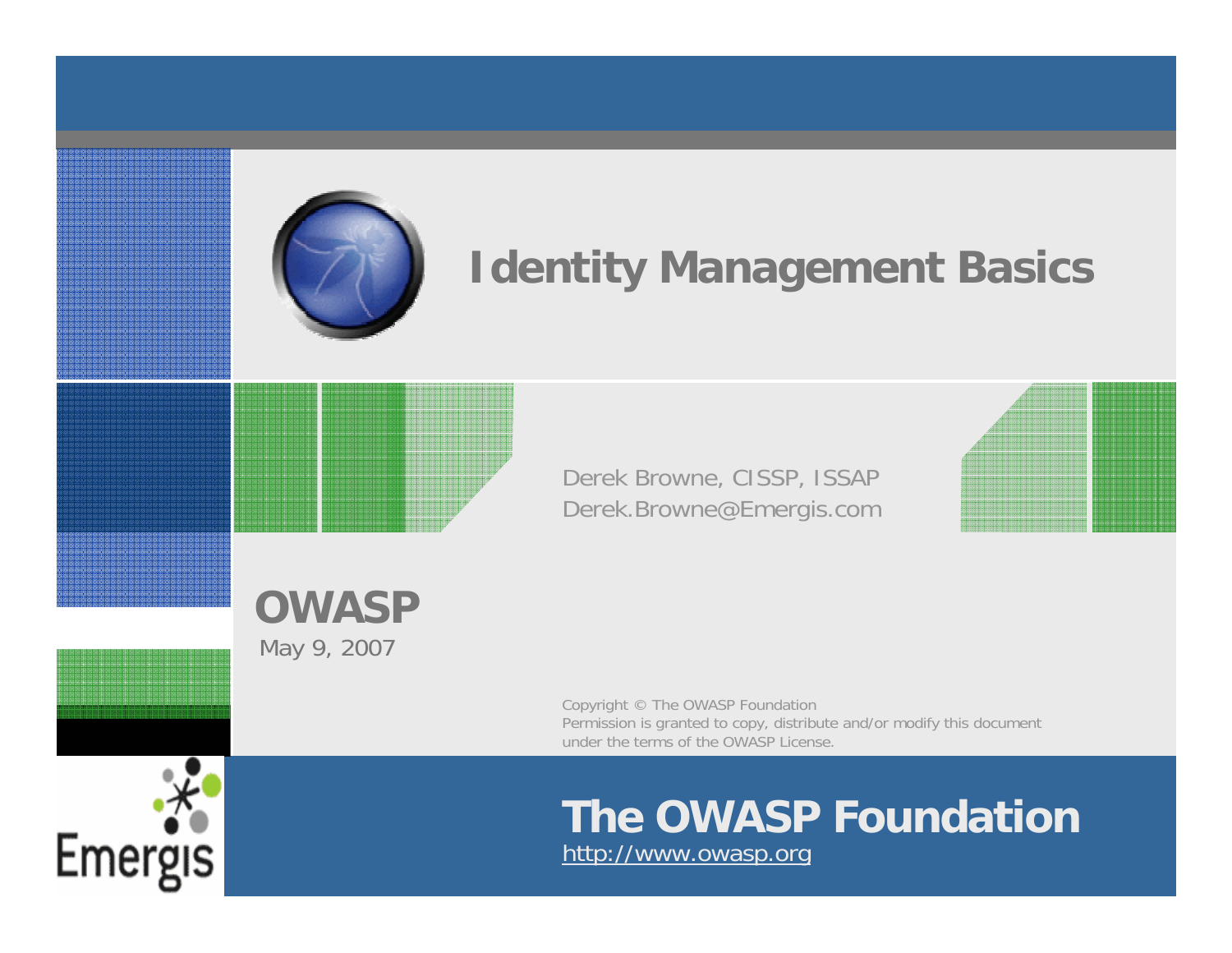# Identity Management Basics

Derek Browne, CISSP, ISSAP
Derek.Browne@Emergis.com

**OWASP**
May 9, 2007

Copyright © The OWASP Foundation
Permission is granted to copy, distribute and/or modify this document under the terms of the OWASP License.

Emergis

## The OWASP Foundation

http://www.owasp.org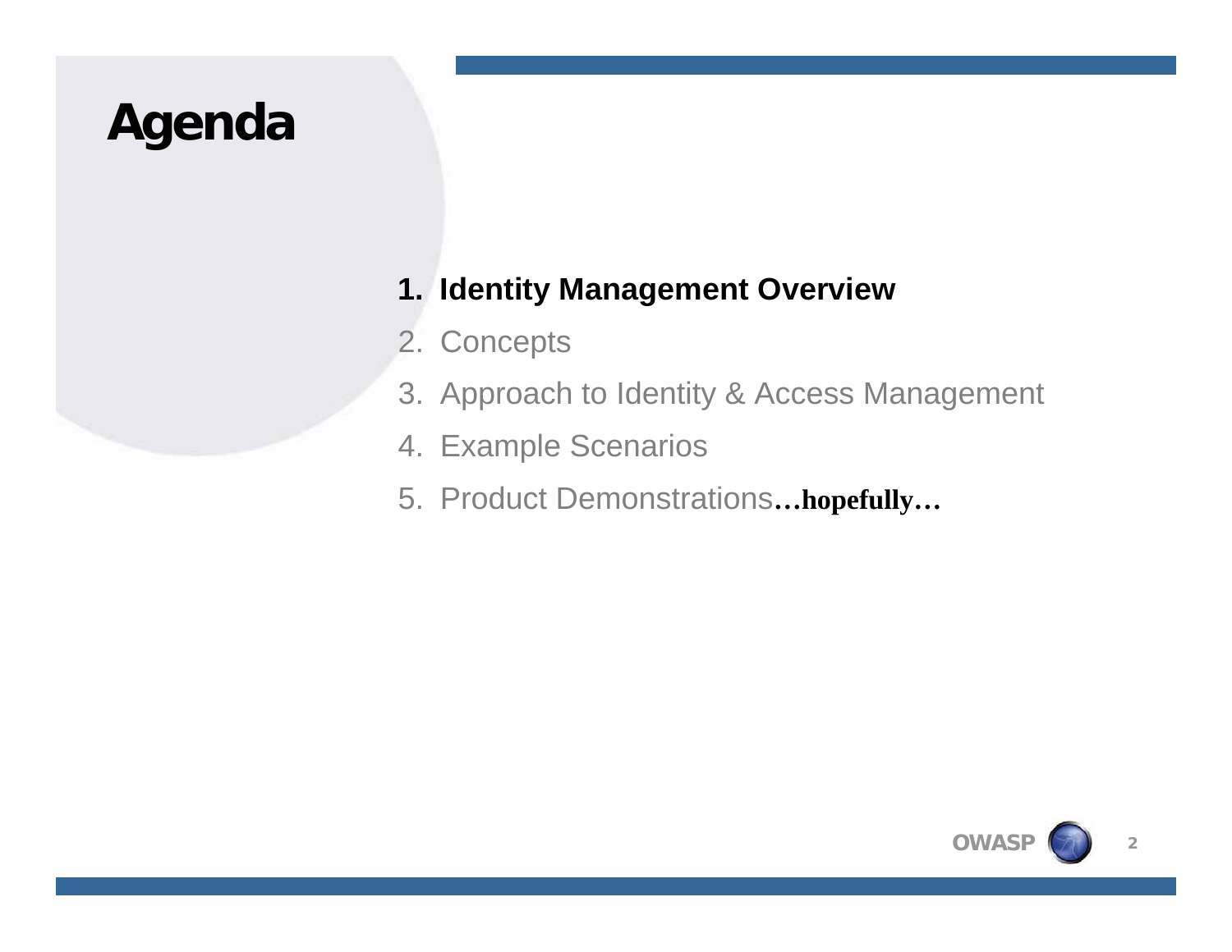# Agenda

1. **Identity Management Overview**
2. Concepts
3. Approach to Identity & Access Management
4. Example Scenarios
5. Product Demonstrations**…hopefully…**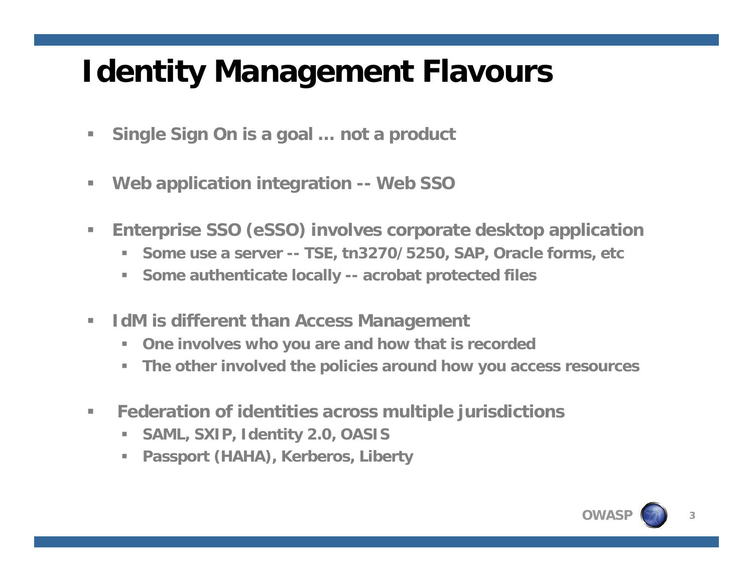# Identity Management Flavours

- Single Sign On is a goal … not a product
- Web application integration -- Web SSO
- Enterprise SSO (eSSO) involves corporate desktop application
  - Some use a server -- TSE, tn3270/5250, SAP, Oracle forms, etc
  - Some authenticate locally -- acrobat protected files
- IdM is different than Access Management
  - One involves who you are and how that is recorded
  - The other involved the policies around how you access resources
- Federation of identities across multiple jurisdictions
  - SAML, SXIP, Identity 2.0, OASIS
  - Passport (HAHA), Kerberos, Liberty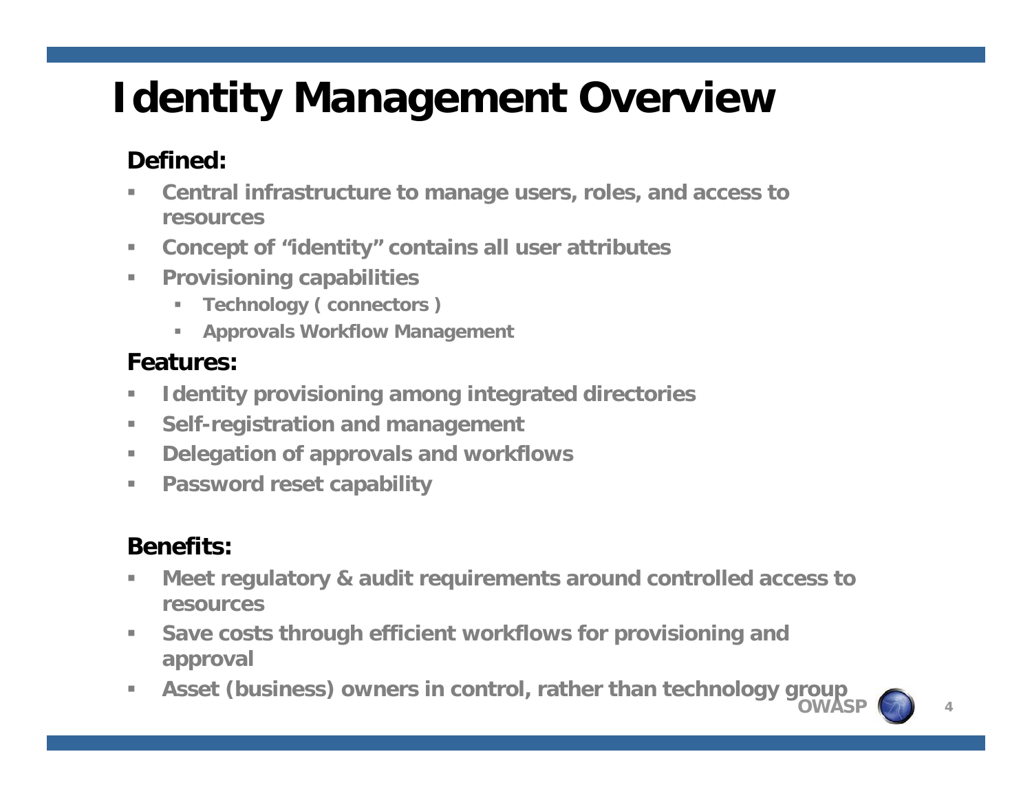# Identity Management Overview

**Defined:**

- Central infrastructure to manage users, roles, and access to resources
- Concept of "identity" contains all user attributes
- Provisioning capabilities
  - Technology ( connectors )
  - Approvals Workflow Management

**Features:**

- Identity provisioning among integrated directories
- Self-registration and management
- Delegation of approvals and workflows
- Password reset capability

**Benefits:**

- Meet regulatory & audit requirements around controlled access to resources
- Save costs through efficient workflows for provisioning and approval
- Asset (business) owners in control, rather than technology group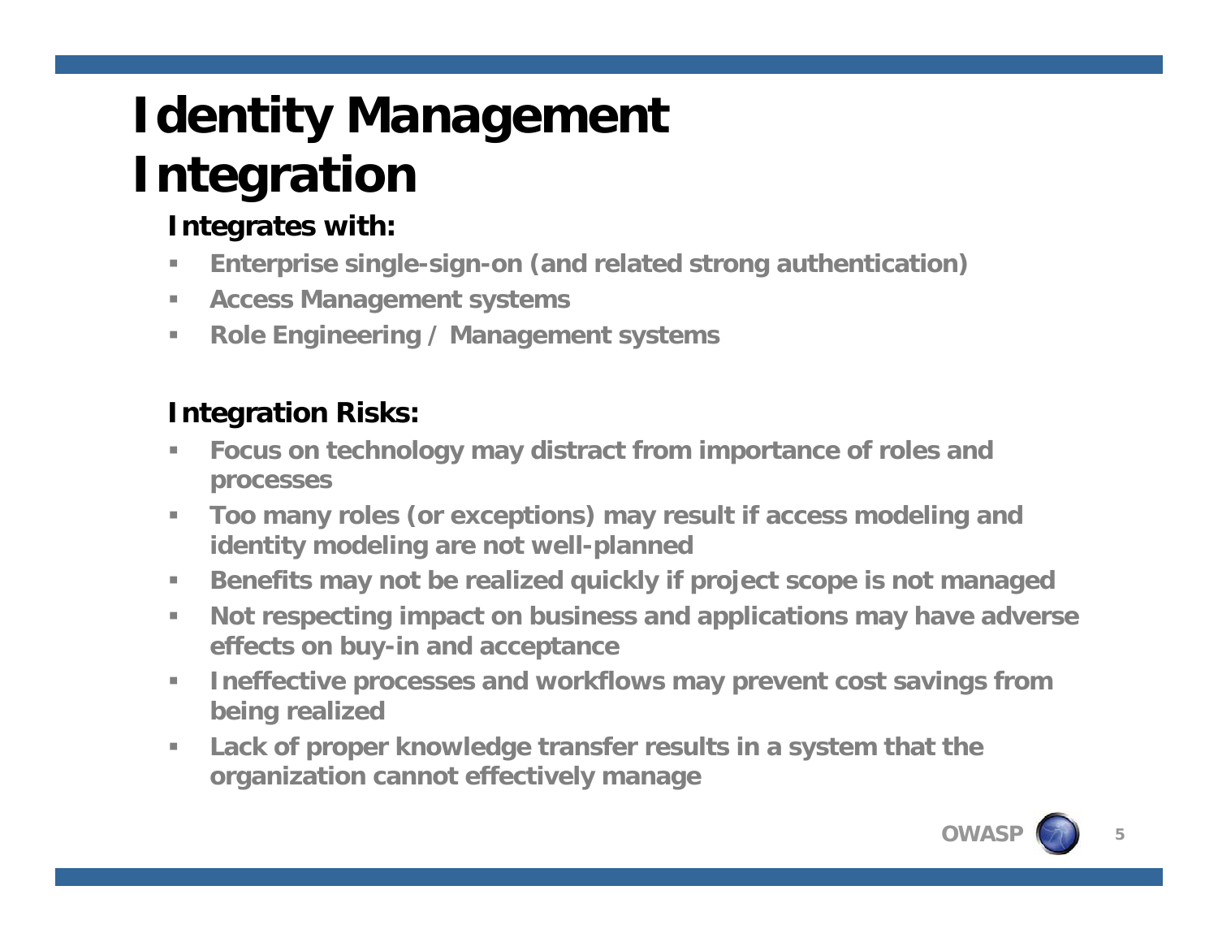# Identity Management Integration

**Integrates with:**

- Enterprise single-sign-on (and related strong authentication)
- Access Management systems
- Role Engineering / Management systems

**Integration Risks:**

- Focus on technology may distract from importance of roles and processes
- Too many roles (or exceptions) may result if access modeling and identity modeling are not well-planned
- Benefits may not be realized quickly if project scope is not managed
- Not respecting impact on business and applications may have adverse effects on buy-in and acceptance
- Ineffective processes and workflows may prevent cost savings from being realized
- Lack of proper knowledge transfer results in a system that the organization cannot effectively manage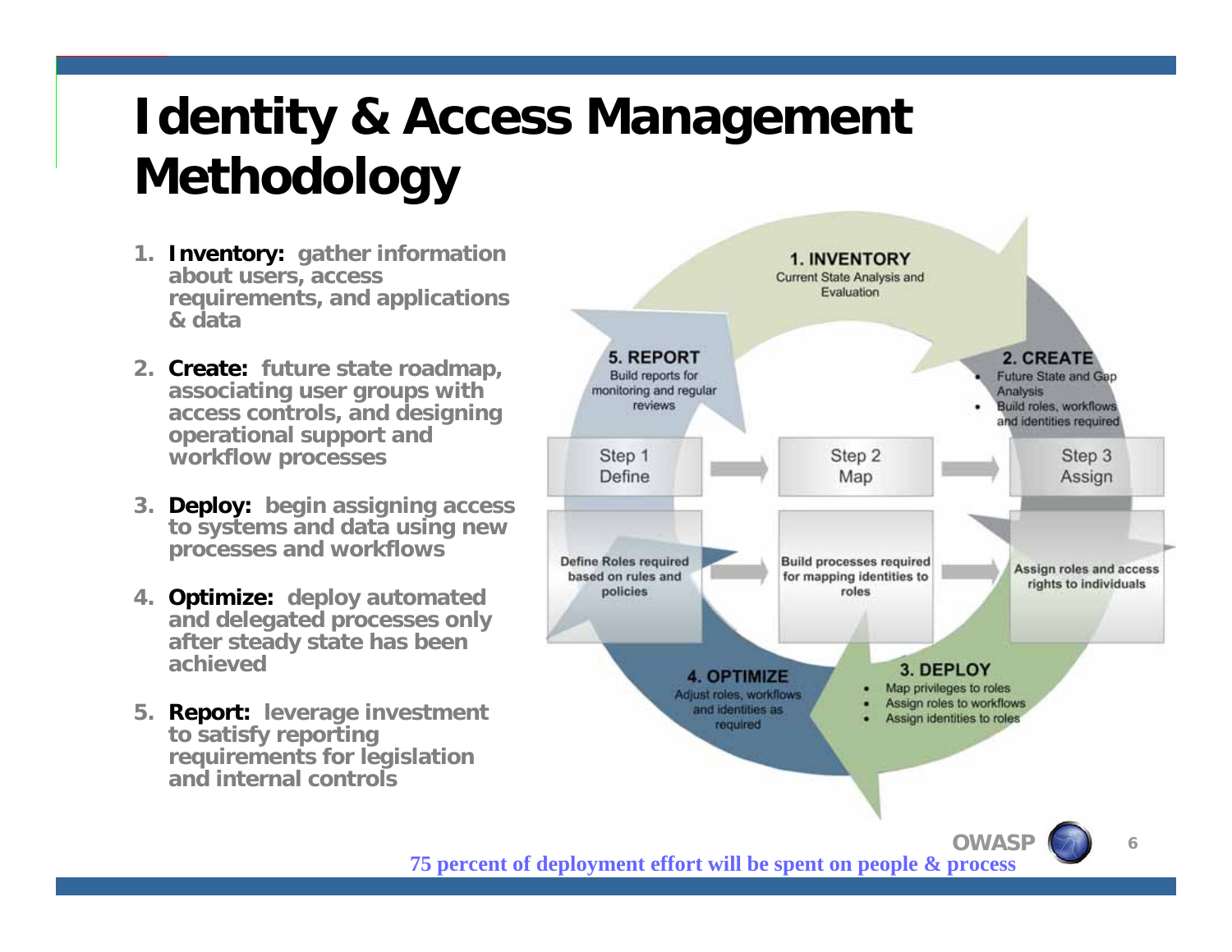# Identity & Access Management Methodology

1. **Inventory:** gather information about users, access requirements, and applications & data
2. **Create:** future state roadmap, associating user groups with access controls, and designing operational support and workflow processes
3. **Deploy:** begin assigning access to systems and data using new processes and workflows
4. **Optimize:** deploy automated and delegated processes only after steady state has been achieved
5. **Report:** leverage investment to satisfy reporting requirements for legislation and internal controls

**1. INVENTORY**
Current State Analysis and Evaluation

**2. CREATE**
- Future State and Gap Analysis
- Build roles, workflows and identities required

**3. DEPLOY**
- Map privileges to roles
- Assign roles to workflows
- Assign identities to roles

**4. OPTIMIZE**
Adjust roles, workflows and identities as required

**5. REPORT**
Build reports for monitoring and regular reviews

| Step 1 Define | Step 2 Map | Step 3 Assign |
|---|---|---|
| Define Roles required based on rules and policies | Build processes required for mapping identities to roles | Assign roles and access rights to individuals |

**75 percent of deployment effort will be spent on people & process**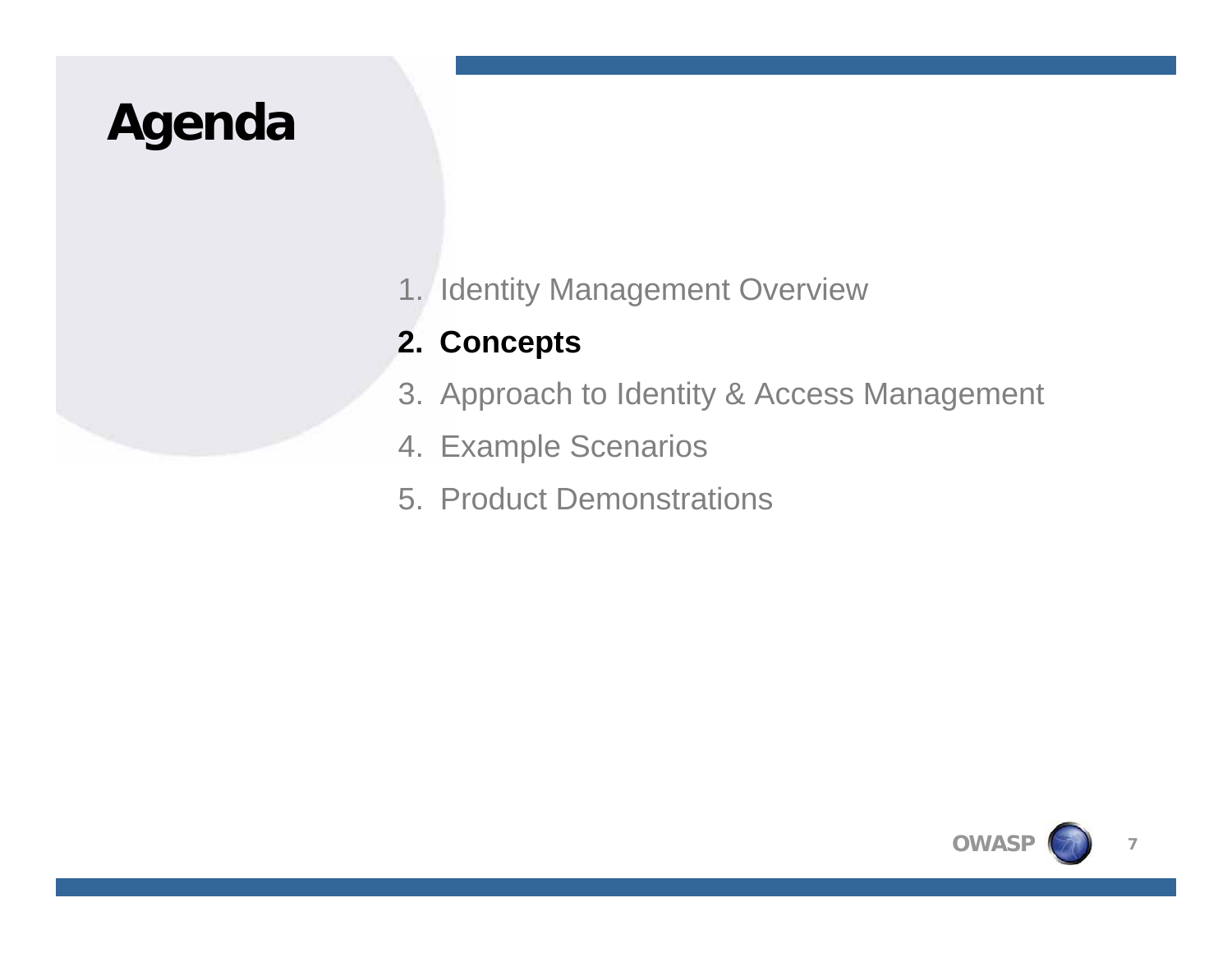# Agenda

1. Identity Management Overview
2. **Concepts**
3. Approach to Identity & Access Management
4. Example Scenarios
5. Product Demonstrations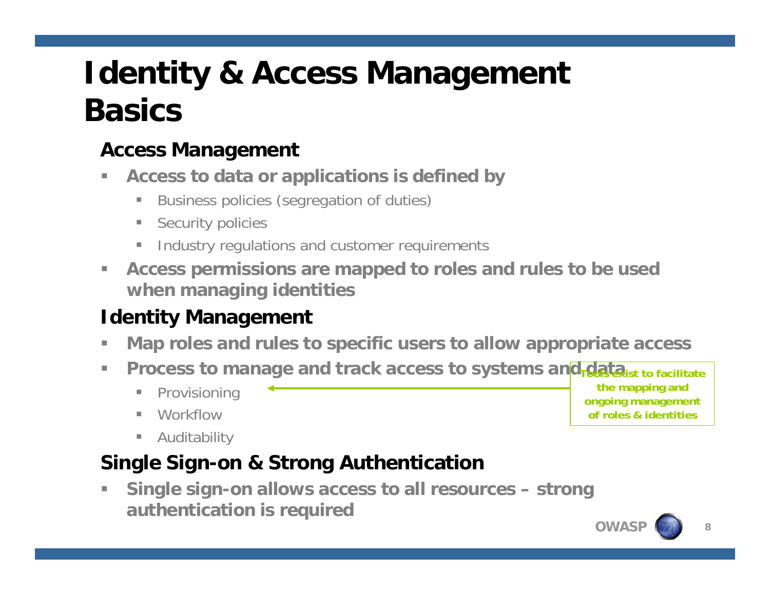# Identity & Access Management Basics

## Access Management

- **Access to data or applications is defined by**
  - Business policies (segregation of duties)
  - Security policies
  - Industry regulations and customer requirements
- **Access permissions are mapped to roles and rules to be used when managing identities**

## Identity Management

- **Map roles and rules to specific users to allow appropriate access**
- **Process to manage and track access to systems and data**
  - Provisioning
  - Workflow
  - Auditability

**Tools exist to facilitate the mapping and ongoing management of roles & identities**

## Single Sign-on & Strong Authentication

- **Single sign-on allows access to all resources – strong authentication is required**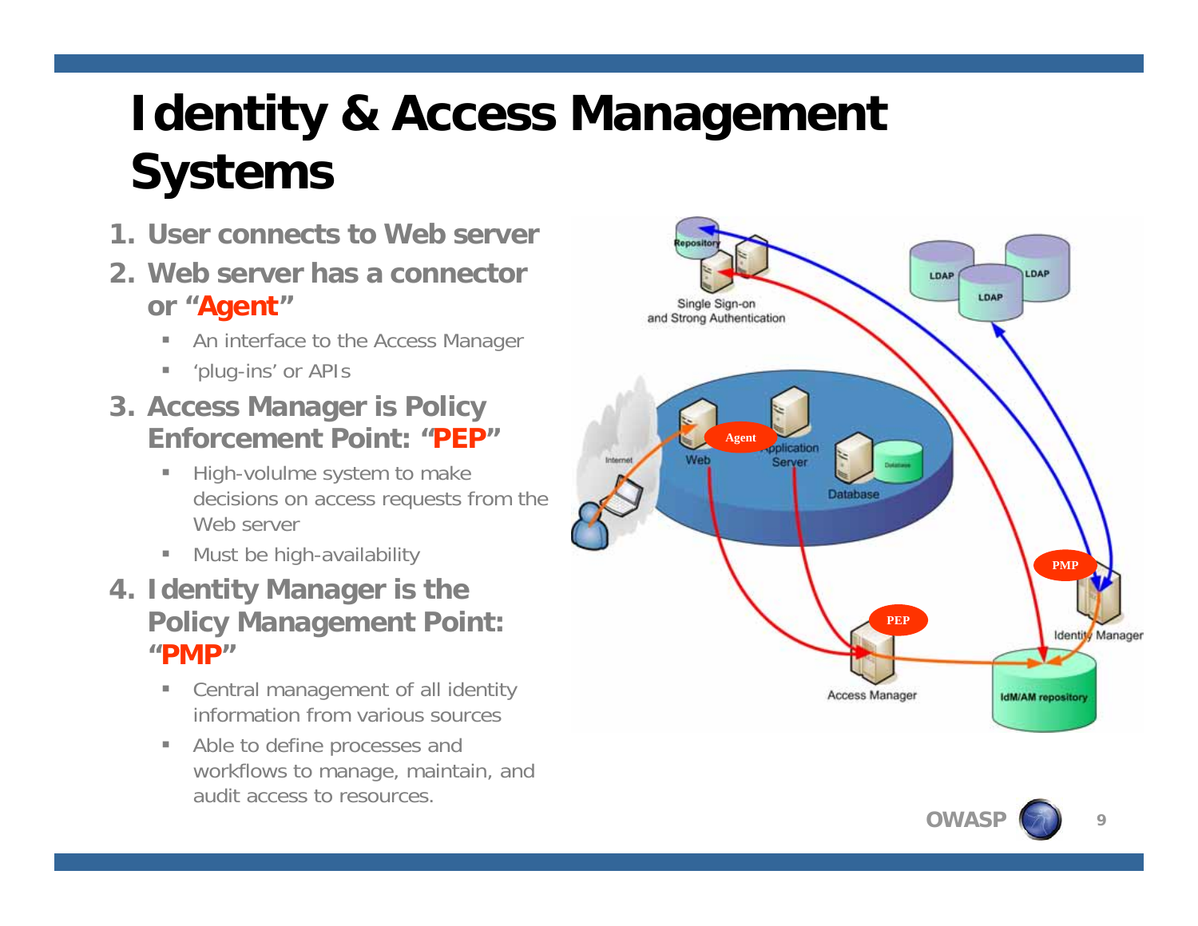# Identity & Access Management Systems

1. **User connects to Web server**
2. **Web server has a connector or "Agent"**
   - An interface to the Access Manager
   - 'plug-ins' or APIs
3. **Access Manager is Policy Enforcement Point: "PEP"**
   - High-volulme system to make decisions on access requests from the Web server
   - Must be high-availability
4. **Identity Manager is the Policy Management Point: "PMP"**
   - Central management of all identity information from various sources
   - Able to define processes and workflows to manage, maintain, and audit access to resources.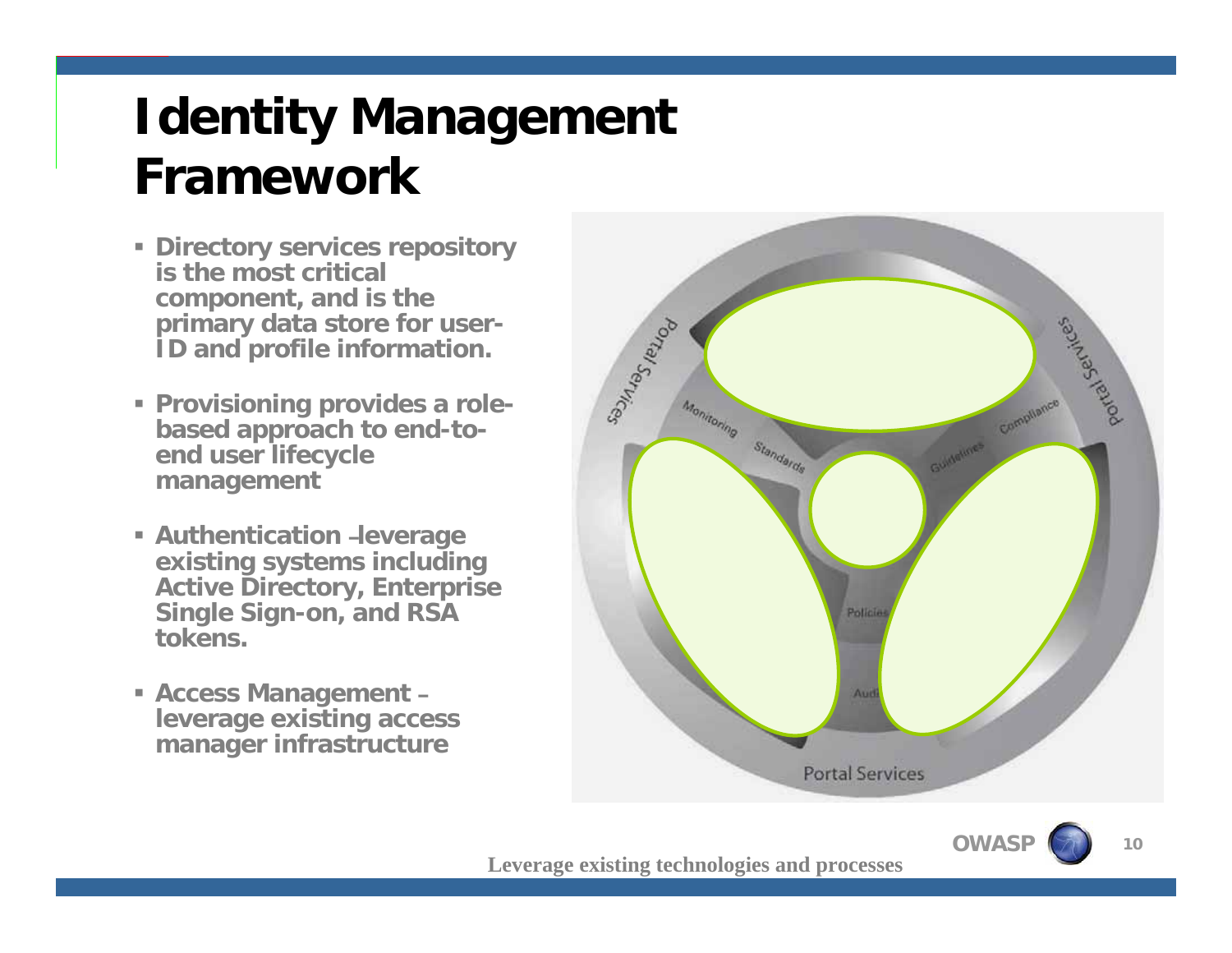# Identity Management Framework

- Directory services repository is the most critical component, and is the primary data store for user-ID and profile information.
- Provisioning provides a role-based approach to end-to-end user lifecycle management
- Authentication –leverage existing systems including Active Directory, Enterprise Single Sign-on, and RSA tokens.
- Access Management – leverage existing access manager infrastructure

Portal Services

Monitoring

Standards

Guidelines

Compliance

Policies

Audi

Leverage existing technologies and processes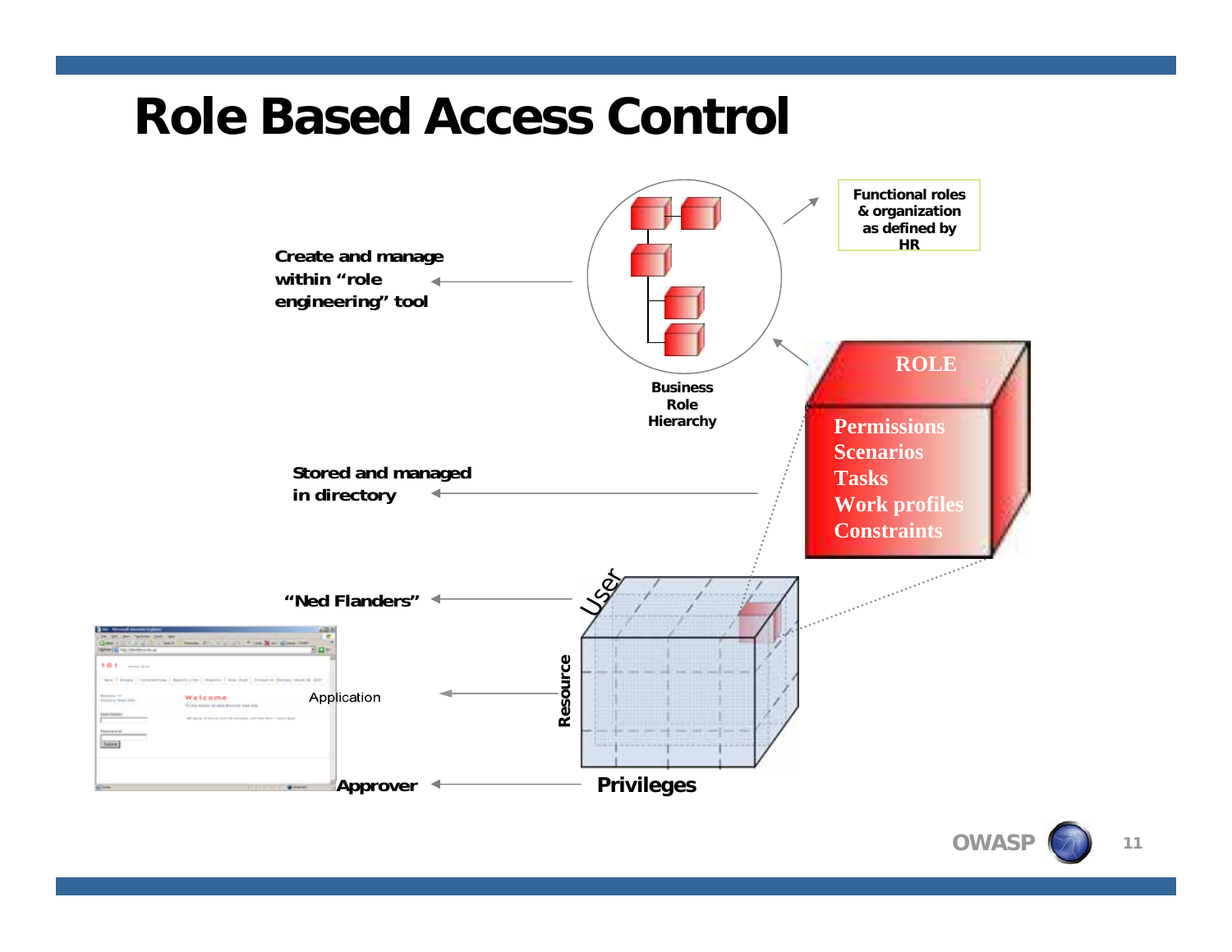# Role Based Access Control

Create and manage within "role engineering" tool

Business Role Hierarchy

Functional roles & organization as defined by HR

ROLE

- Permissions
- Scenarios
- Tasks
- Work profiles
- Constraints

Stored and managed in directory

"Ned Flanders"

User

Application

Resource

Approver

Privileges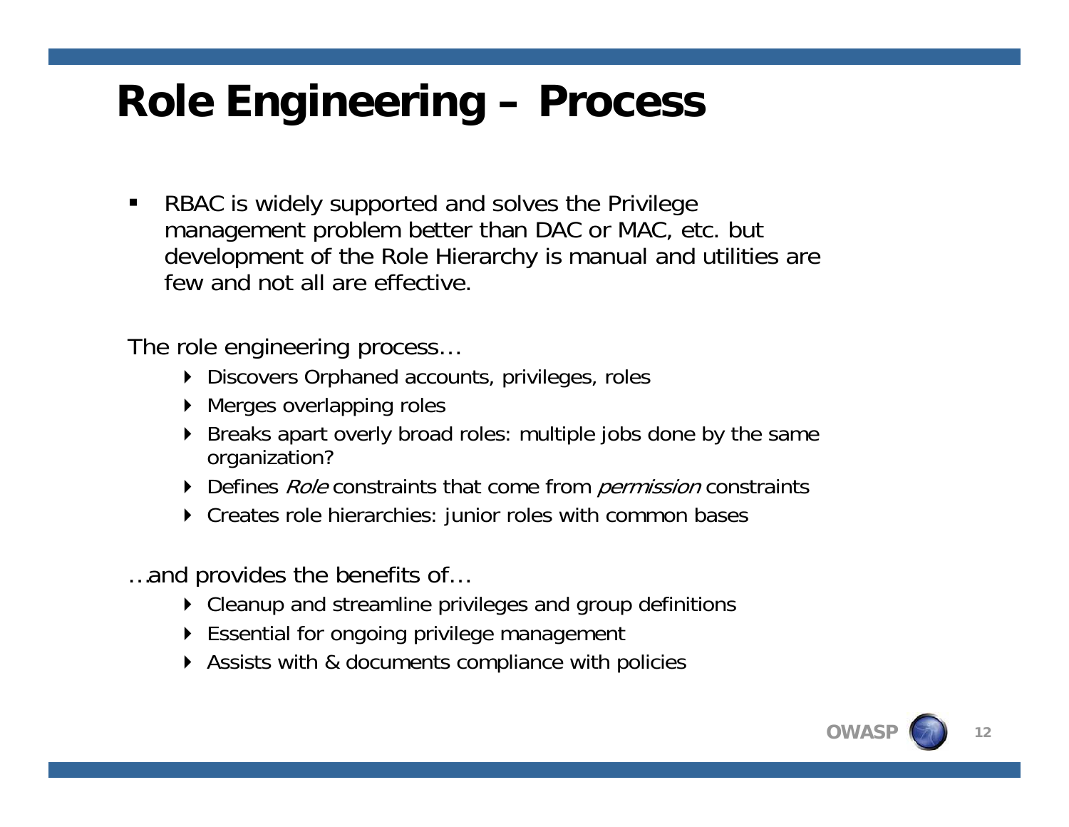# Role Engineering – Process

- RBAC is widely supported and solves the Privilege management problem better than DAC or MAC, etc. but development of the Role Hierarchy is manual and utilities are few and not all are effective.

The role engineering process…

- Discovers Orphaned accounts, privileges, roles
- Merges overlapping roles
- Breaks apart overly broad roles: multiple jobs done by the same organization?
- Defines *Role* constraints that come from *permission* constraints
- Creates role hierarchies: junior roles with common bases

…and provides the benefits of…

- Cleanup and streamline privileges and group definitions
- Essential for ongoing privilege management
- Assists with & documents compliance with policies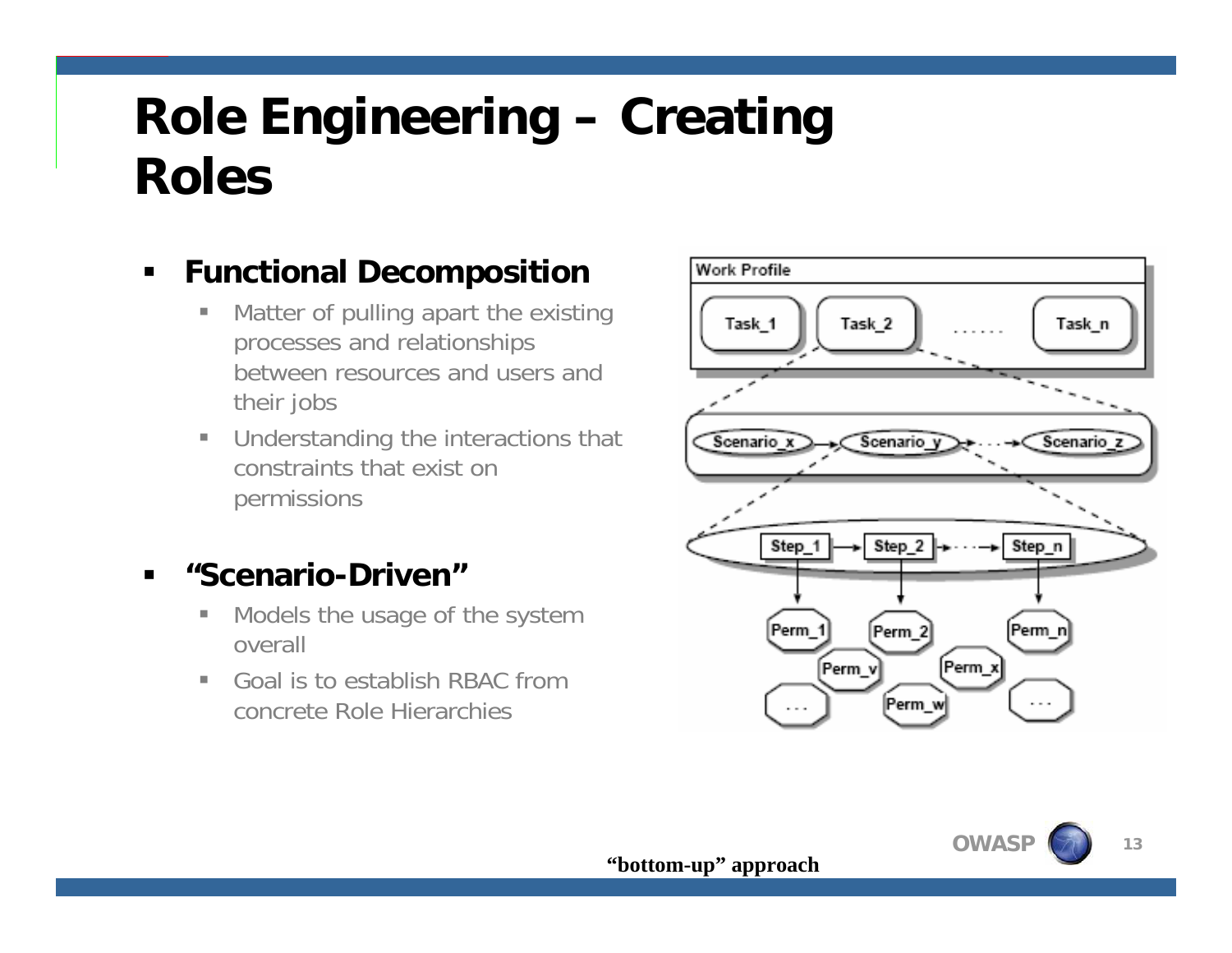# Role Engineering – Creating Roles

- **Functional Decomposition**
  - Matter of pulling apart the existing processes and relationships between resources and users and their jobs
  - Understanding the interactions that constraints that exist on permissions

- **"Scenario-Driven"**
  - Models the usage of the system overall
  - Goal is to establish RBAC from concrete Role Hierarchies

**"bottom-up" approach**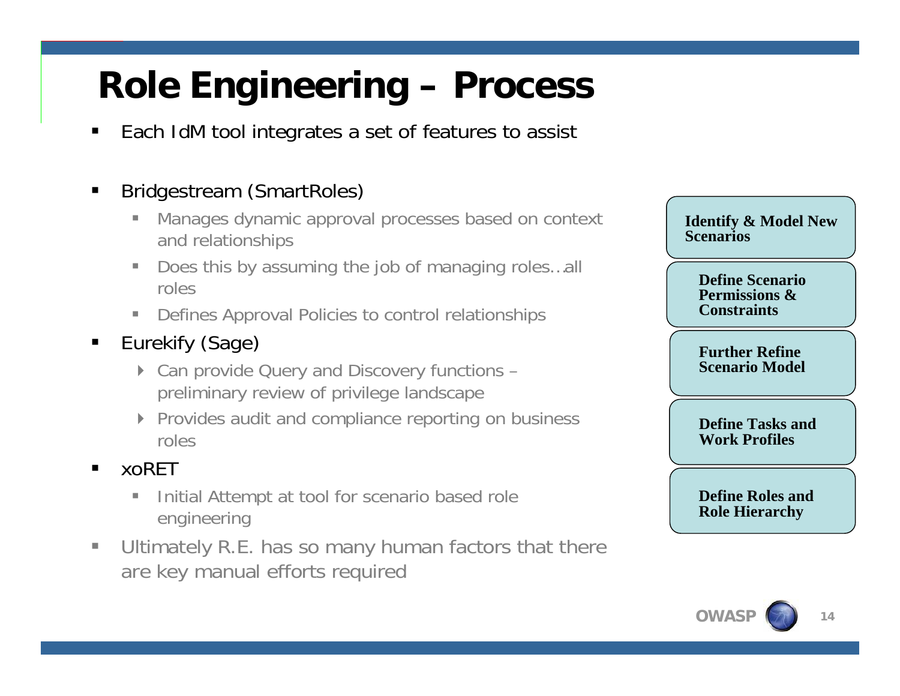# Role Engineering – Process

- Each IdM tool integrates a set of features to assist
- Bridgestream (SmartRoles)
  - Manages dynamic approval processes based on context and relationships
  - Does this by assuming the job of managing roles…all roles
  - Defines Approval Policies to control relationships
- Eurekify (Sage)
  - Can provide Query and Discovery functions – preliminary review of privilege landscape
  - Provides audit and compliance reporting on business roles
- xoRET
  - Initial Attempt at tool for scenario based role engineering
- Ultimately R.E. has so many human factors that there are key manual efforts required

**Identify & Model New Scenarios**

**Define Scenario Permissions & Constraints**

**Further Refine Scenario Model**

**Define Tasks and Work Profiles**

**Define Roles and Role Hierarchy**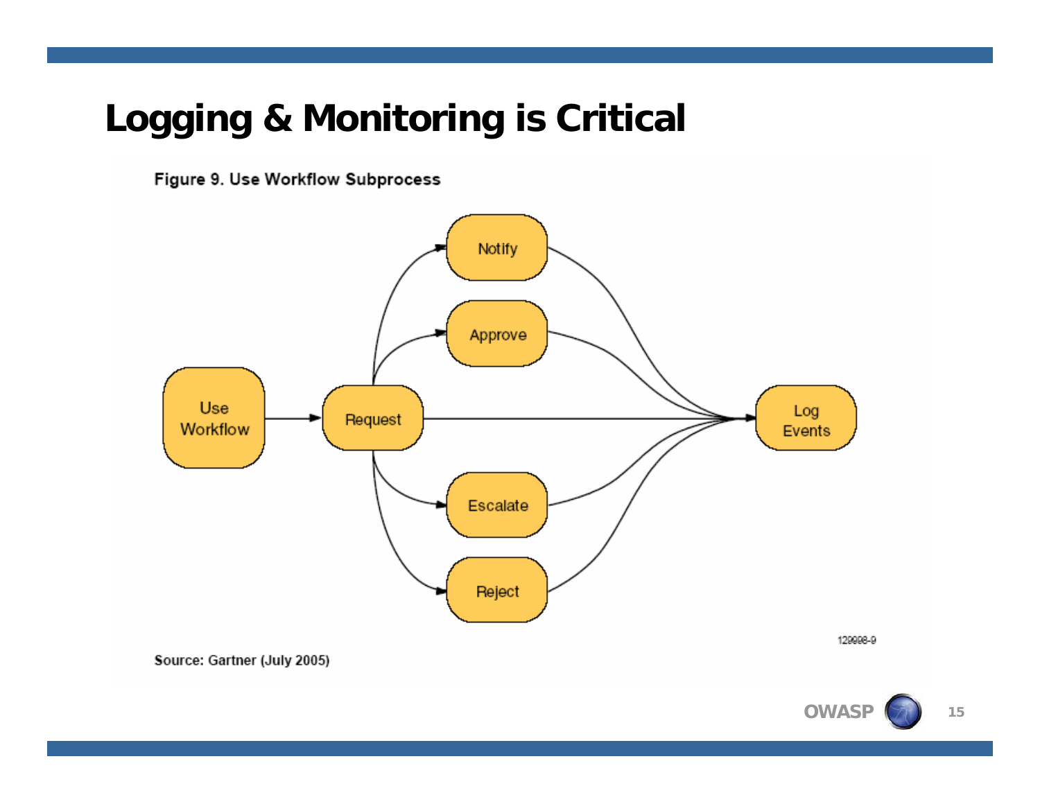# Logging & Monitoring is Critical

Figure 9. Use Workflow Subprocess

Use Workflow → Request

Request → Notify

Request → Approve

Request → Log Events

Request → Escalate

Request → Reject

Notify → Log Events

Approve → Log Events

Escalate → Log Events

Reject → Log Events

129998-9

Source: Gartner (July 2005)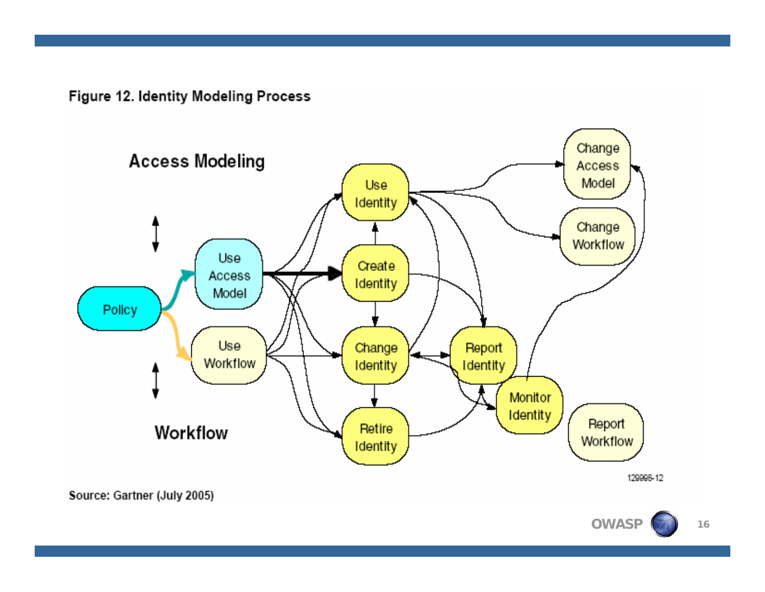Figure 12. Identity Modeling Process

Access Modeling

Policy

Use Access Model

Use Workflow

Workflow

Use Identity

Create Identity

Change Identity

Retire Identity

Report Identity

Monitor Identity

Change Access Model

Change Workflow

Report Workflow

129998-12

Source: Gartner (July 2005)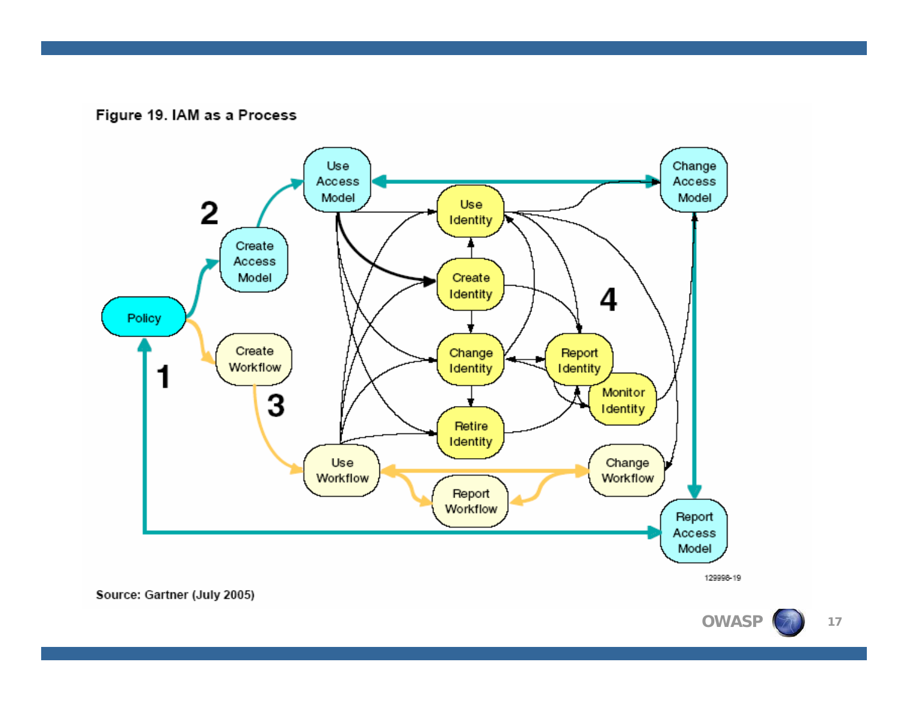Figure 19. IAM as a Process

Policy

Create Access Model

Use Access Model

Change Access Model

Report Access Model

Create Workflow

Use Workflow

Report Workflow

Change Workflow

Use Identity

Create Identity

Change Identity

Retire Identity

Report Identity

Monitor Identity

1

2

3

4

129998-19

Source: Gartner (July 2005)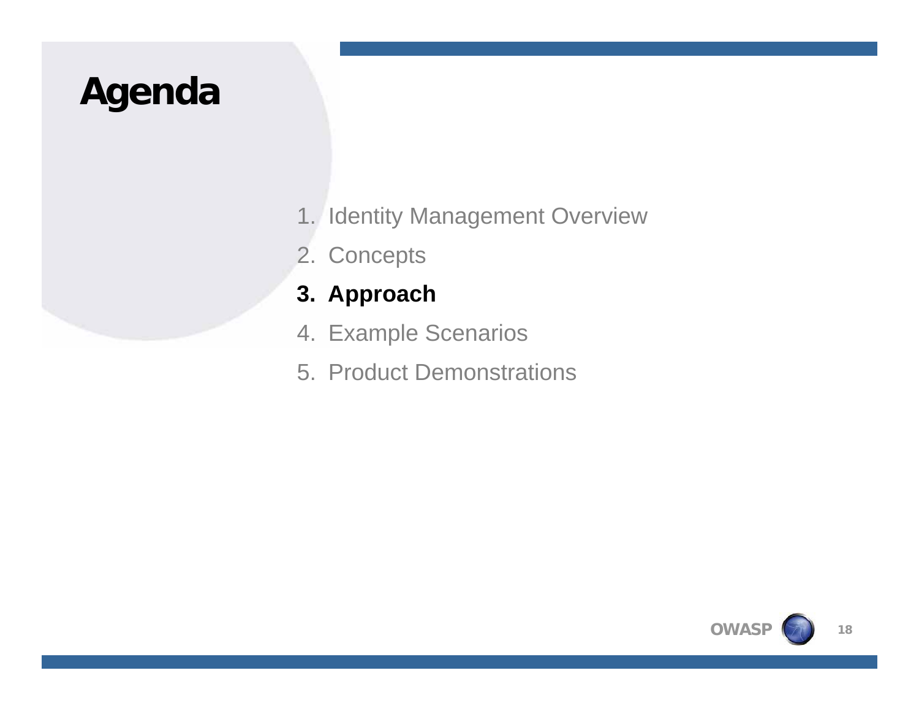# Agenda

1. Identity Management Overview
2. Concepts
3. **Approach**
4. Example Scenarios
5. Product Demonstrations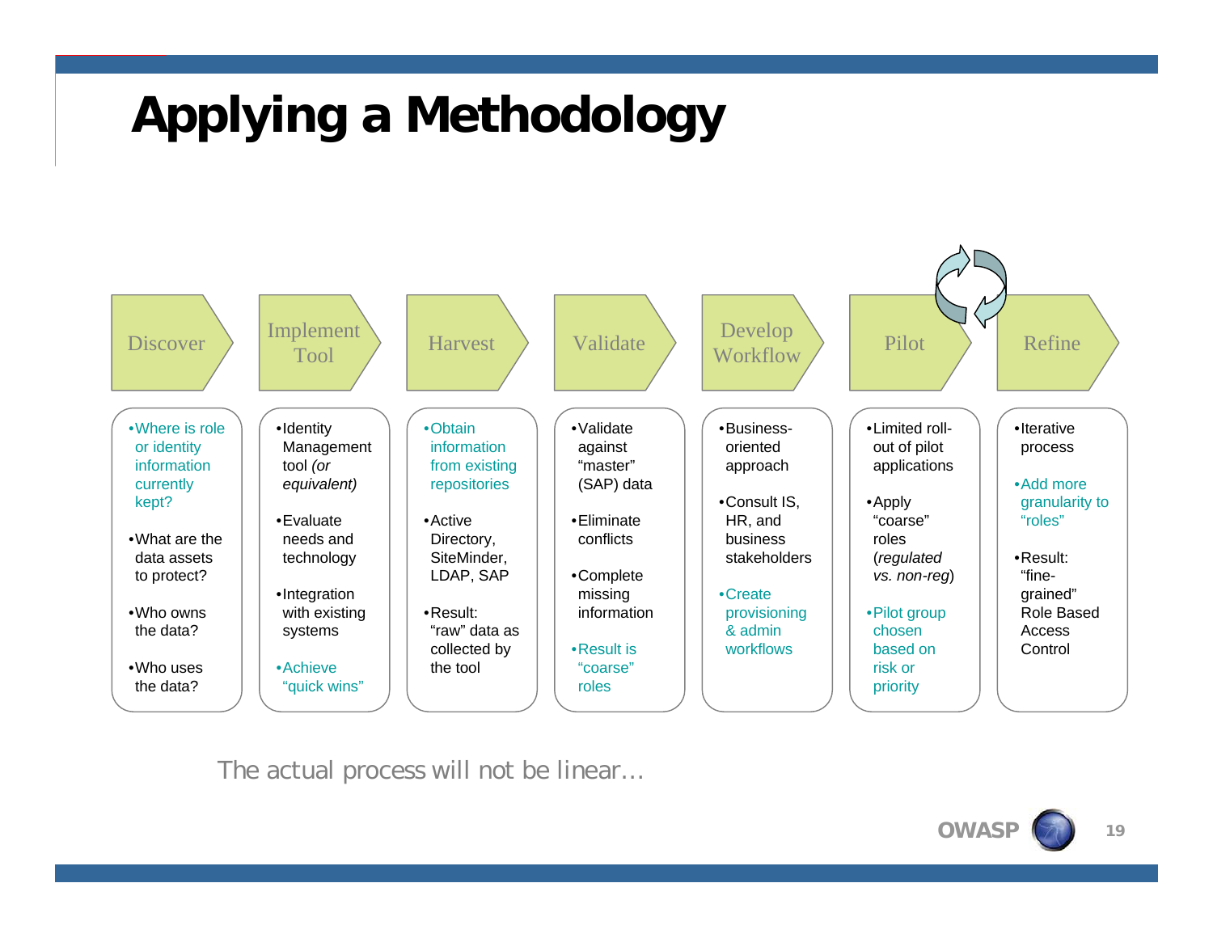# Applying a Methodology

| Discover | Implement Tool | Harvest | Validate | Develop Workflow | Pilot | Refine |
| --- | --- | --- | --- | --- | --- | --- |
| • Where is role or identity information currently kept?<br>• What are the data assets to protect?<br>• Who owns the data?<br>• Who uses the data? | • Identity Management tool *(or equivalent)*<br>• Evaluate needs and technology<br>• Integration with existing systems<br>• Achieve "quick wins" | • Obtain information from existing repositories<br>• Active Directory, SiteMinder, LDAP, SAP<br>• Result: "raw" data as collected by the tool | • Validate against "master" (SAP) data<br>• Eliminate conflicts<br>• Complete missing information<br>• Result is "coarse" roles | • Business-oriented approach<br>• Consult IS, HR, and business stakeholders<br>• Create provisioning & admin workflows | • Limited roll-out of pilot applications<br>• Apply "coarse" roles (*regulated vs. non-reg*)<br>• Pilot group chosen based on risk or priority | • Iterative process<br>• Add more granularity to "roles"<br>• Result: "fine-grained" Role Based Access Control |

The actual process will not be linear…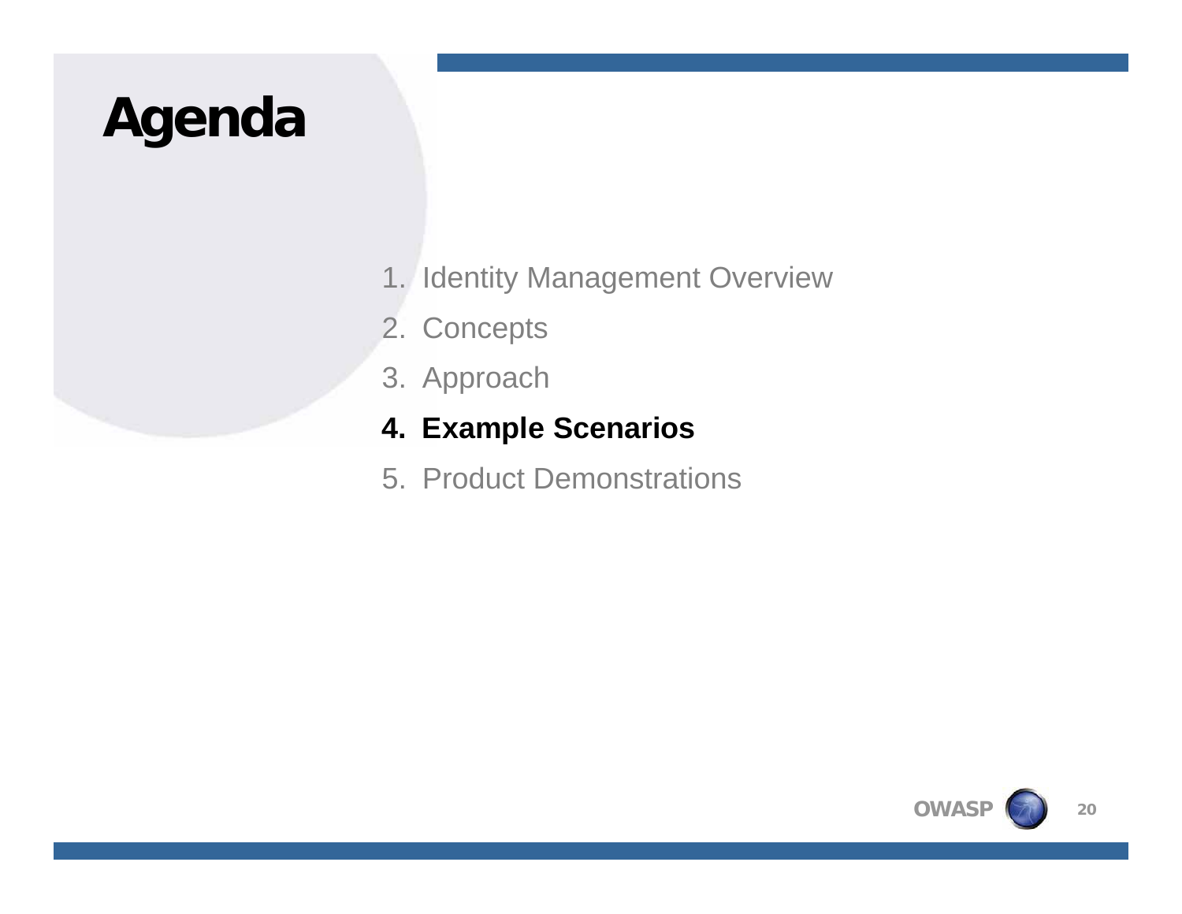# Agenda

1. Identity Management Overview
2. Concepts
3. Approach
4. **Example Scenarios**
5. Product Demonstrations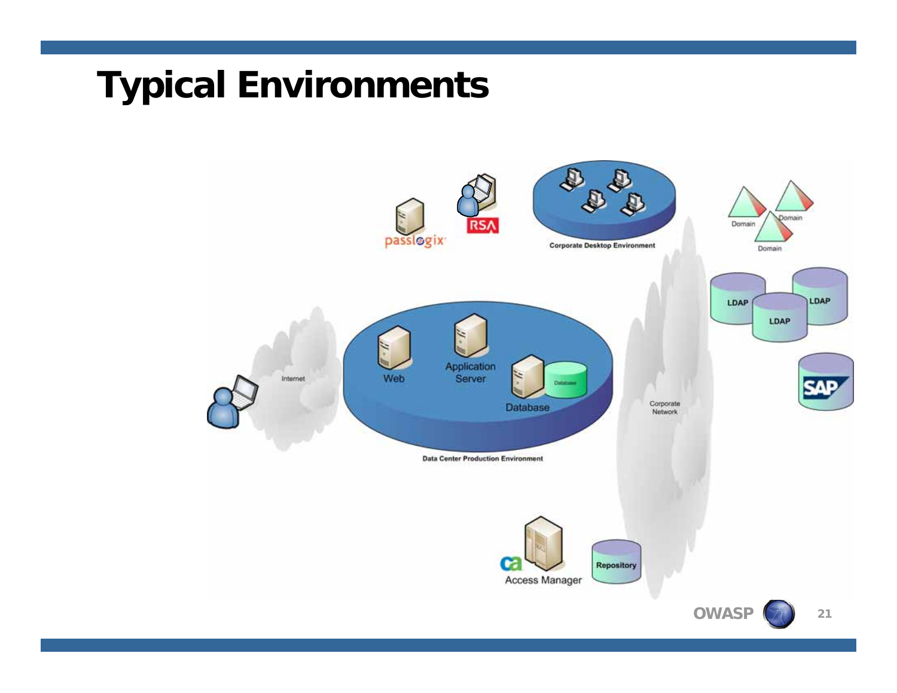# Typical Environments

Internet

Web

Application Server

Database

Data Center Production Environment

passlogix

RSA

Corporate Desktop Environment

Domain

Domain

Domain

LDAP

LDAP

LDAP

SAP

Corporate Network

Access Manager

Repository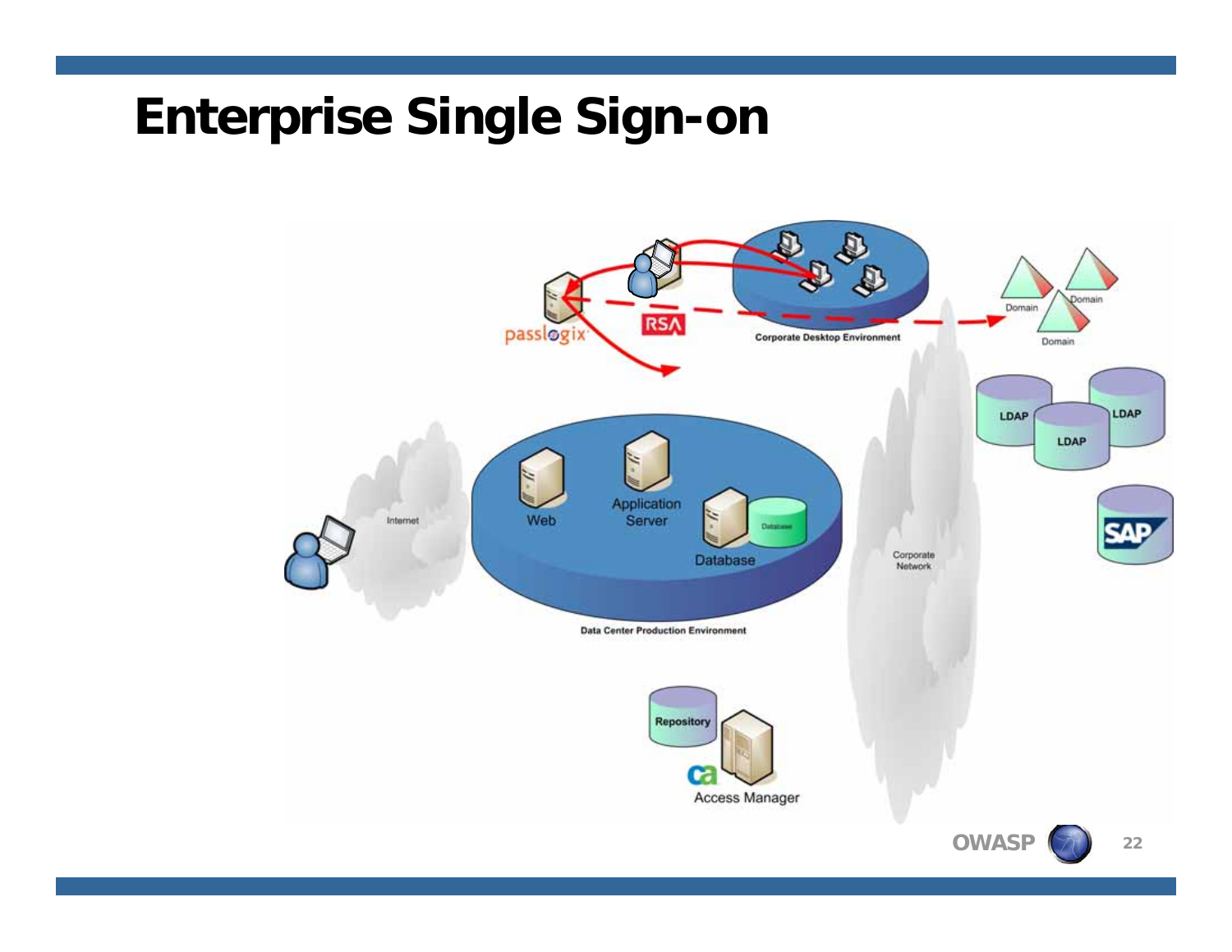# Enterprise Single Sign-on

passlogix

RSA

Corporate Desktop Environment

Domain

Domain

Domain

LDAP

LDAP

LDAP

SAP

Internet

Web

Application Server

Database

Database

Data Center Production Environment

Corporate Network

Repository

ca

Access Manager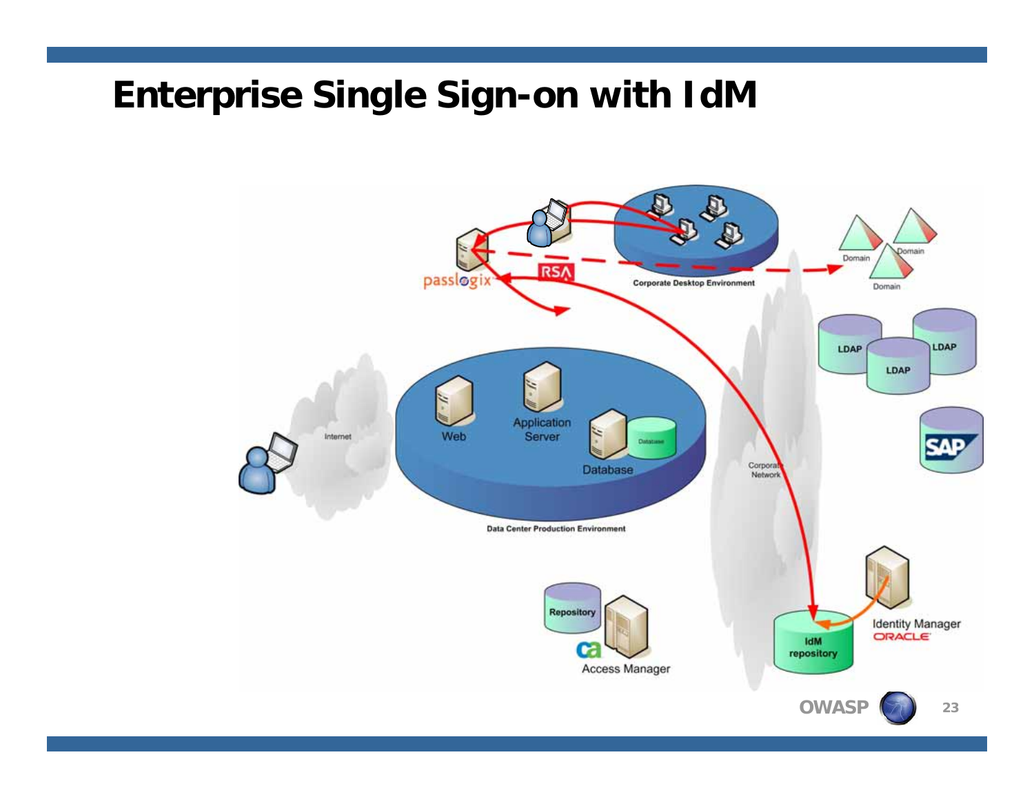# Enterprise Single Sign-on with IdM

passlogix

RSA

Corporate Desktop Environment

Domain

Domain

Domain

LDAP

LDAP

LDAP

SAP

Internet

Web

Application Server

Database

Database

Data Center Production Environment

Corporate Network

Repository

ca

Access Manager

IdM repository

Identity Manager

ORACLE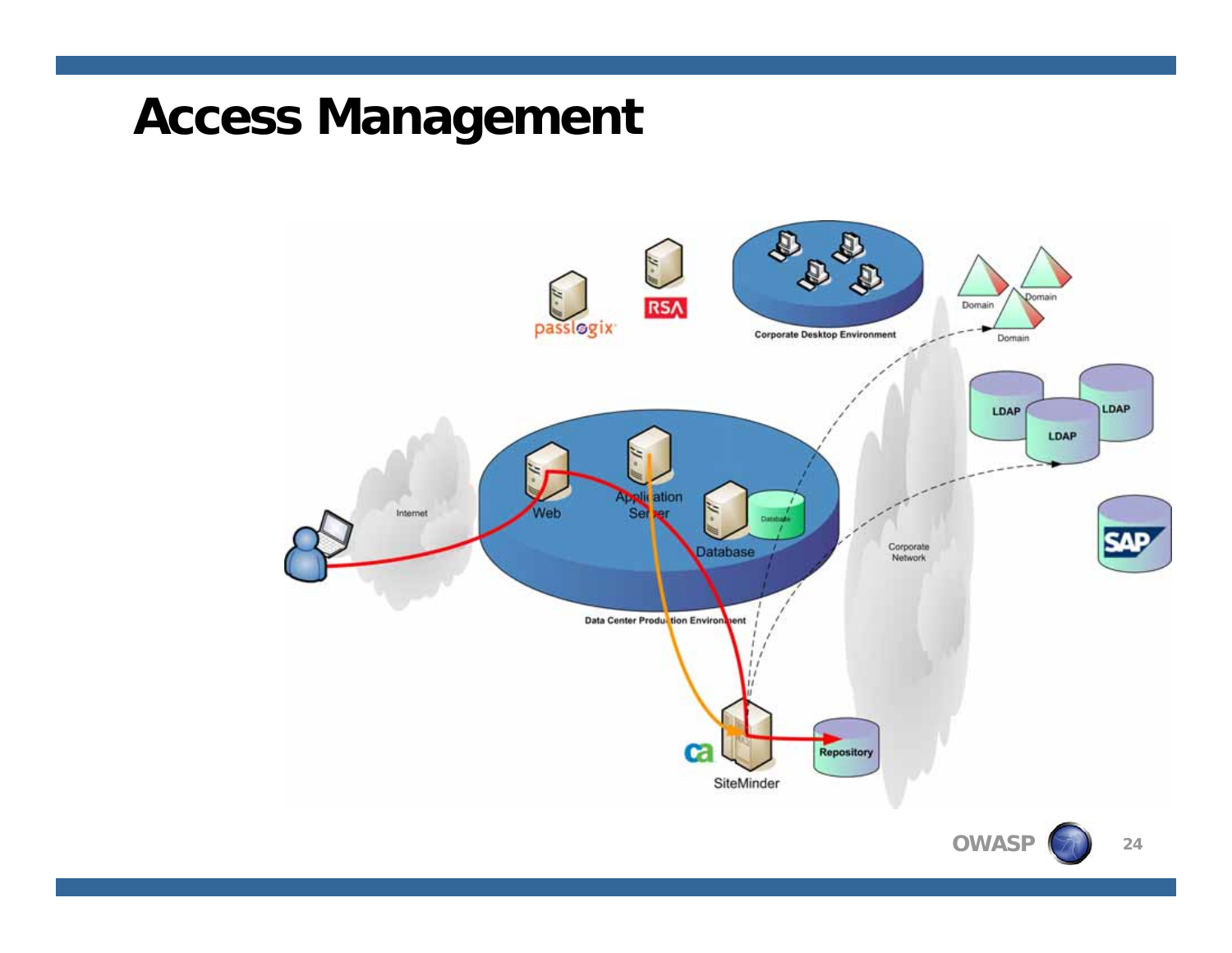# Access Management

Internet

Web

Application Server

Database

Data Center Production Environment

passlogix

RSA

Corporate Desktop Environment

Domain

Domain

Domain

LDAP

LDAP

LDAP

SAP

Corporate Network

SiteMinder

Repository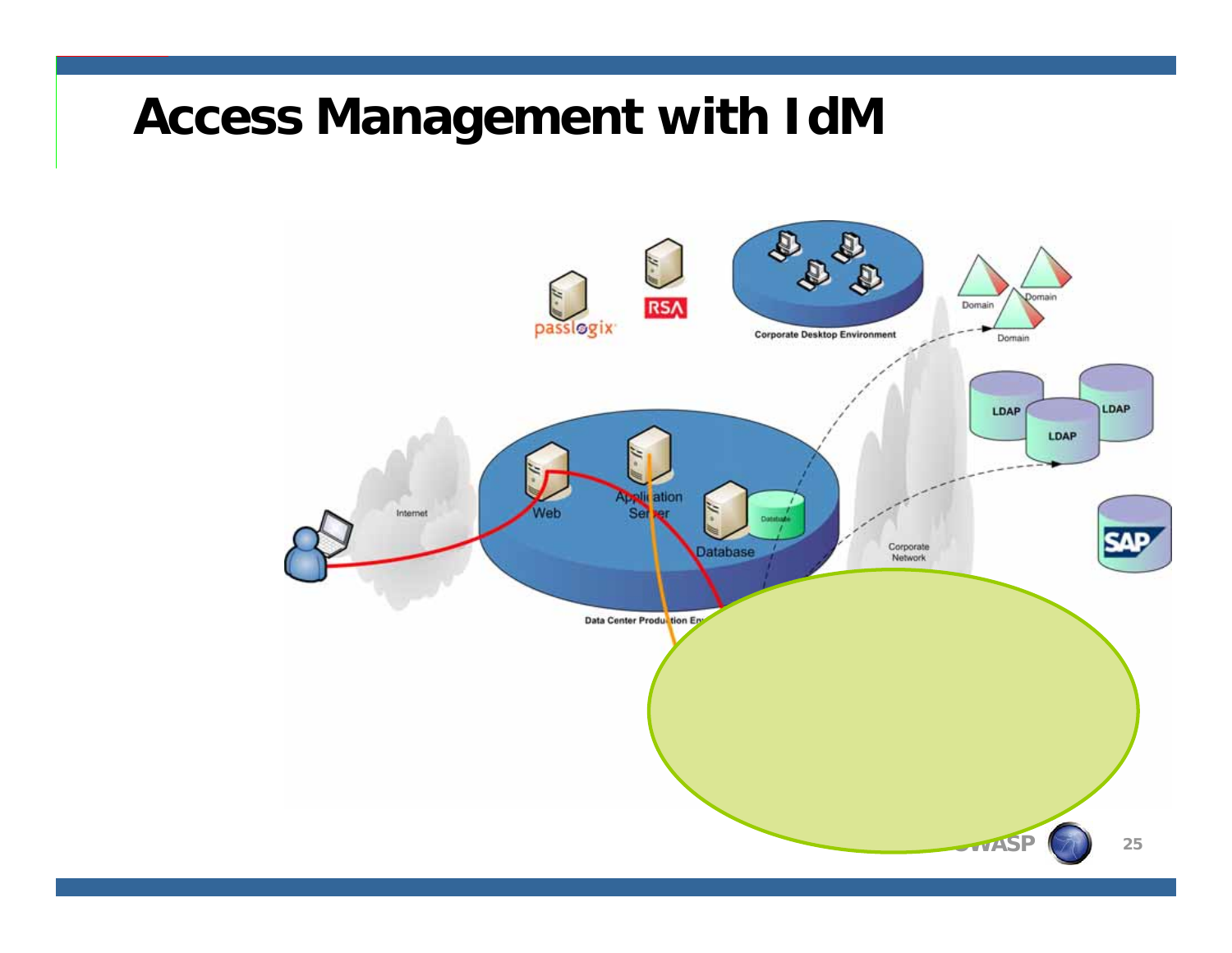# Access Management with IdM

Internet

Web

Application Server

Database

Database

Data Center Production En

passlogix

RSA

Corporate Desktop Environment

Domain

Domain

Domain

LDAP

LDAP

LDAP

SAP

Corporate Network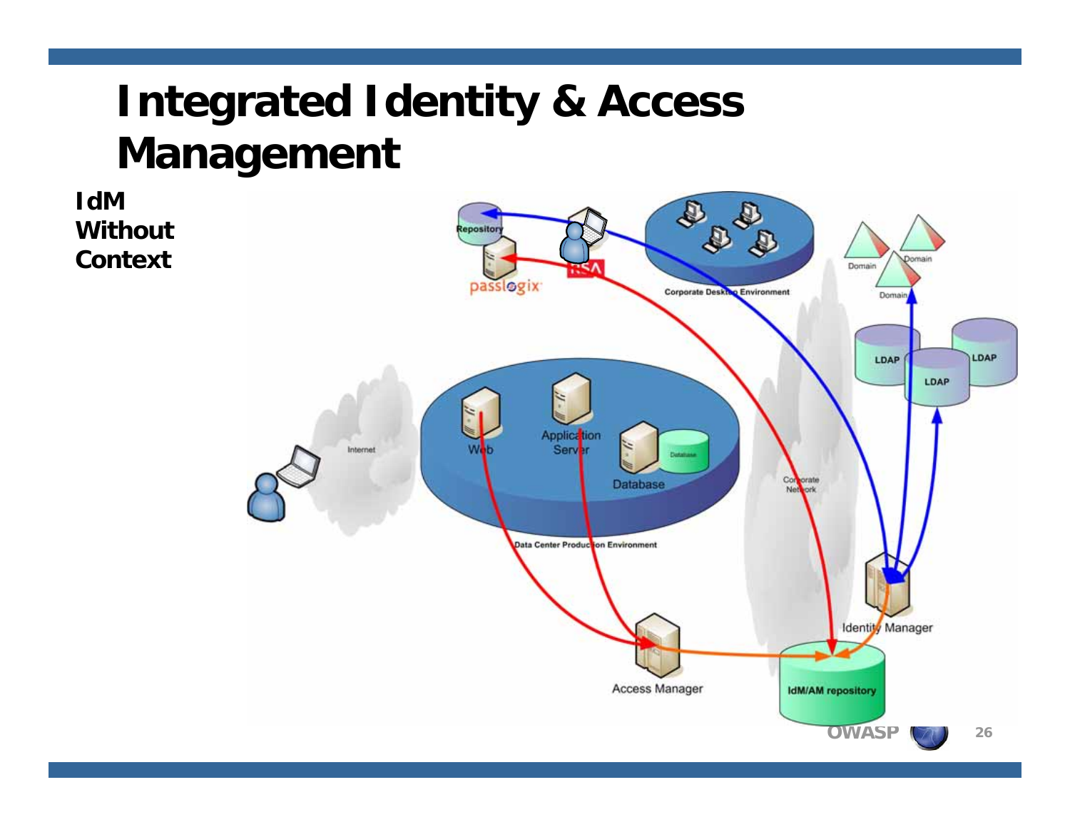# Integrated Identity & Access Management

**IdM Without Context**

Repository

passlogix

RSA

Corporate Desktop Environment

Domain

Domain

Domain

LDAP

LDAP

LDAP

Internet

Web

Application Server

Database

Database

Data Center Production Environment

Corporate Network

Identity Manager

Access Manager

IdM/AM repository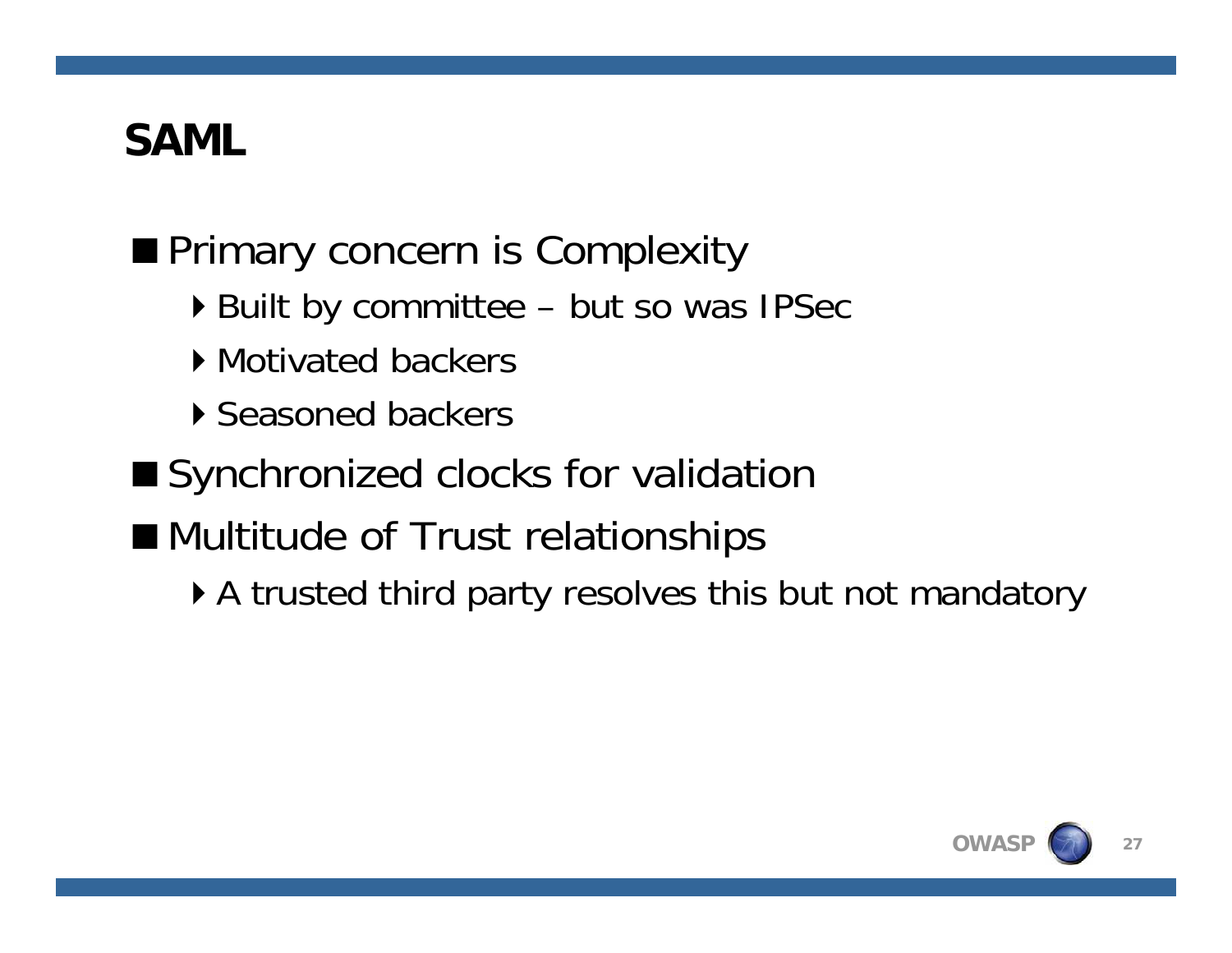# SAML

- Primary concern is Complexity
  - Built by committee – but so was IPSec
  - Motivated backers
  - Seasoned backers
- Synchronized clocks for validation
- Multitude of Trust relationships
  - A trusted third party resolves this but not mandatory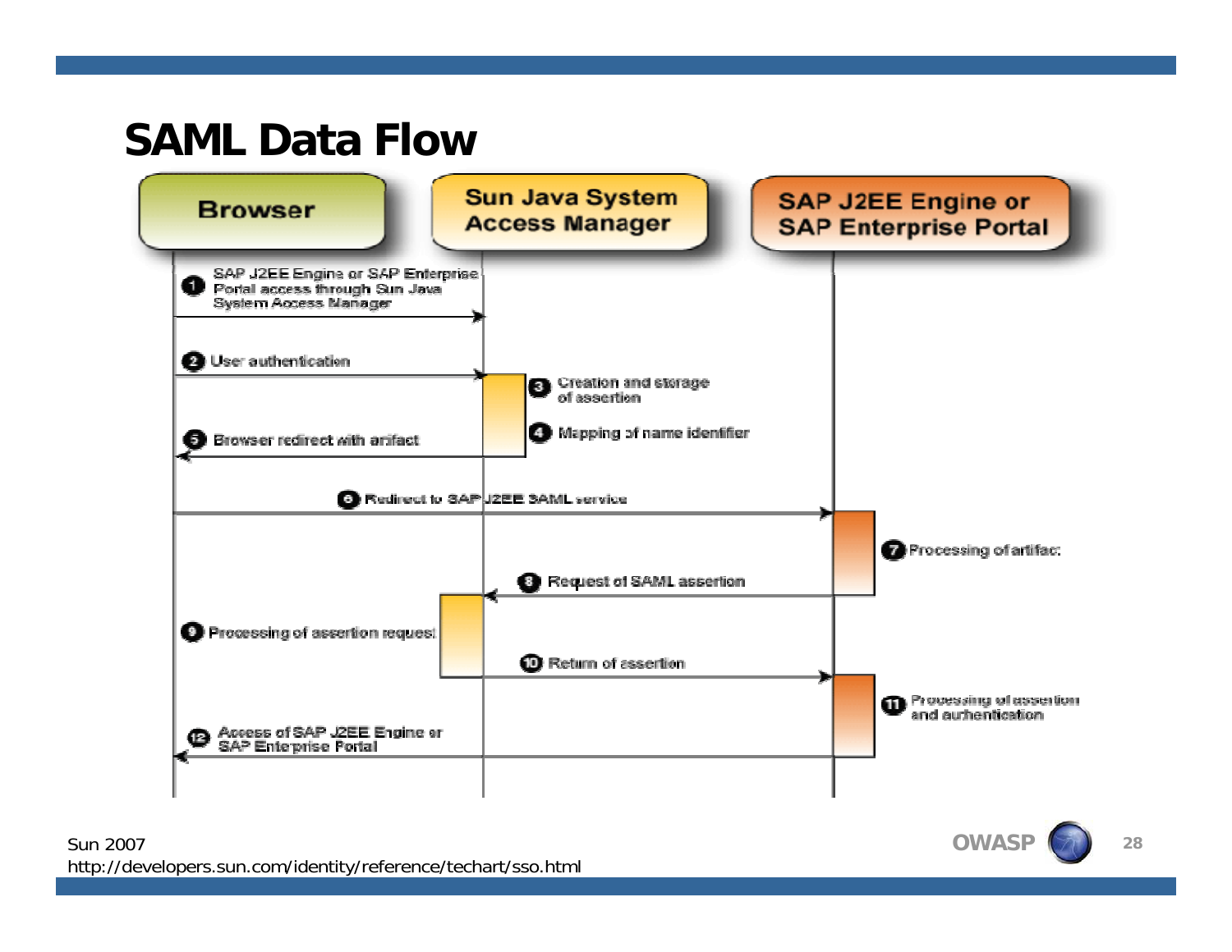# SAML Data Flow

**Browser** | **Sun Java System Access Manager** | **SAP J2EE Engine or SAP Enterprise Portal**

1. SAP J2EE Engine or SAP Enterprise Portal access through Sun Java System Access Manager
2. User authentication
3. Creation and storage of assertion
4. Mapping of name identifier
5. Browser redirect with artifact
6. Redirect to SAP J2EE SAML service
7. Processing of artifact
8. Request of SAML assertion
9. Processing of assertion request
10. Return of assertion
11. Processing of assertion and authentication
12. Access of SAP J2EE Engine or SAP Enterprise Portal

Sun 2007
http://developers.sun.com/identity/reference/techart/sso.html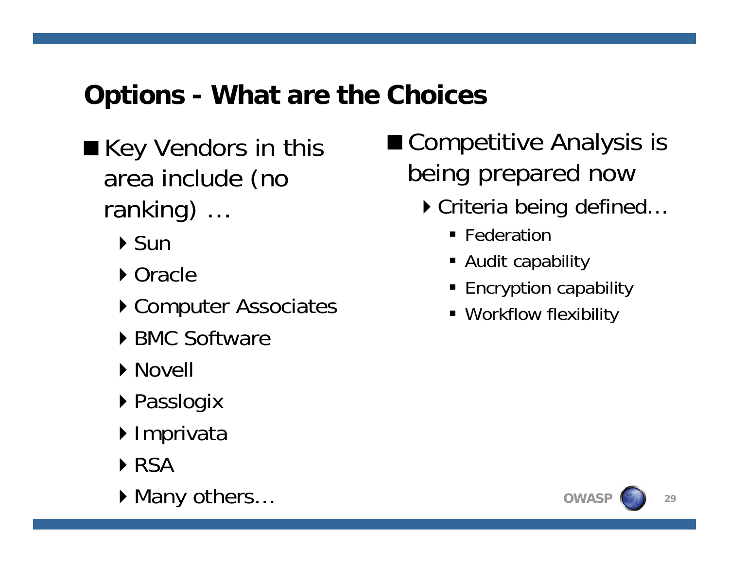## Options - What are the Choices

- Key Vendors in this area include (no ranking) …
  - Sun
  - Oracle
  - Computer Associates
  - BMC Software
  - Novell
  - Passlogix
  - Imprivata
  - RSA
  - Many others…

- Competitive Analysis is being prepared now
  - Criteria being defined…
    - Federation
    - Audit capability
    - Encryption capability
    - Workflow flexibility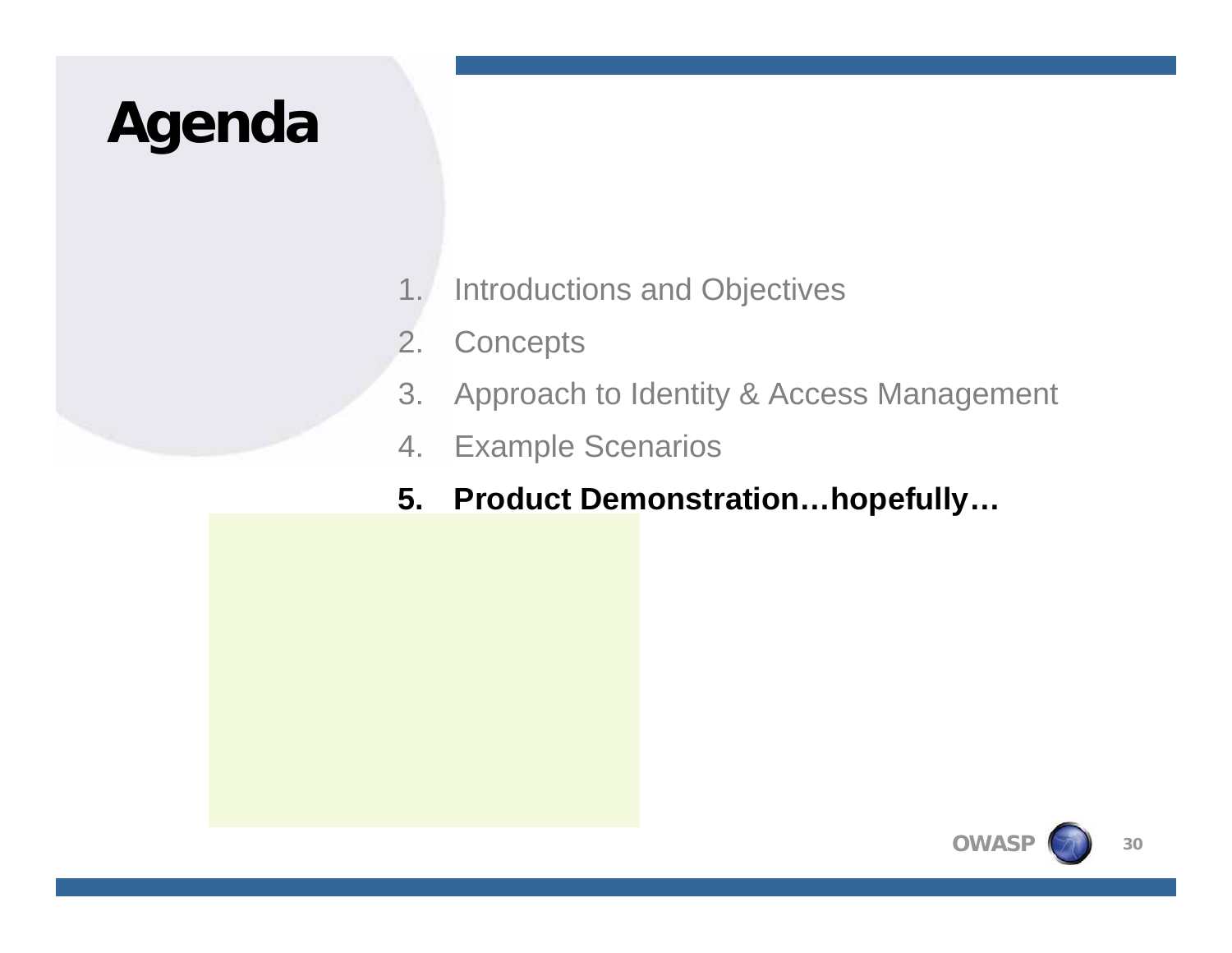# Agenda

1. Introductions and Objectives
2. Concepts
3. Approach to Identity & Access Management
4. Example Scenarios
5. **Product Demonstration…hopefully…**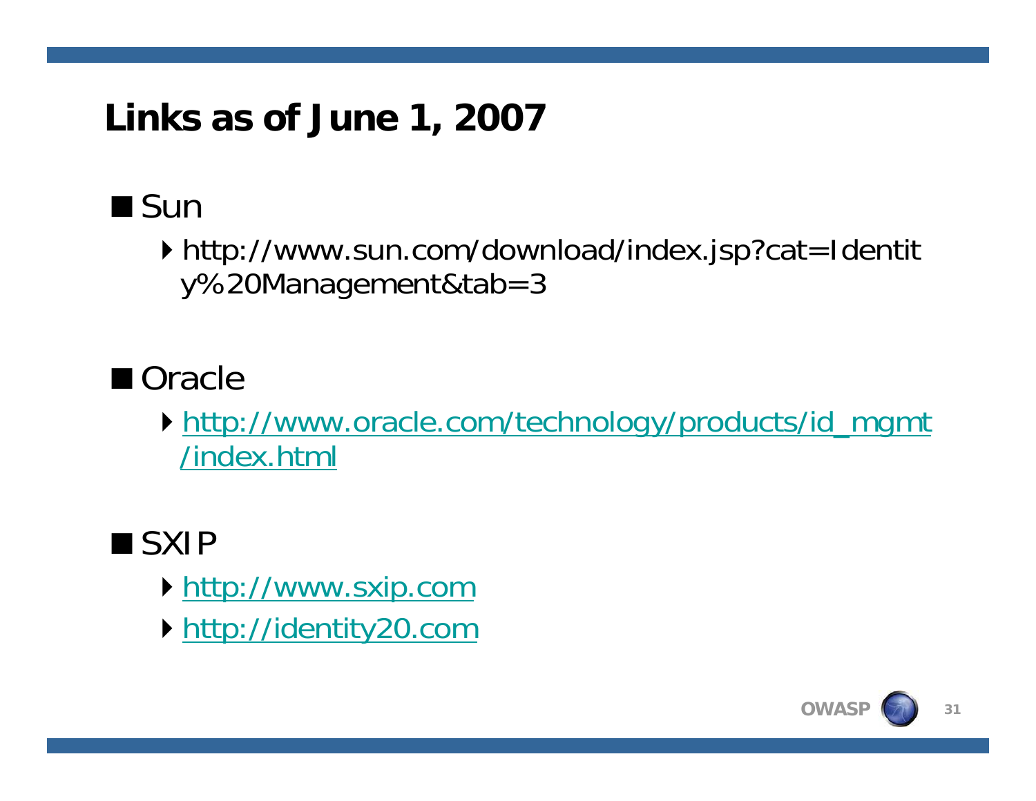# Links as of June 1, 2007

- Sun
  - http://www.sun.com/download/index.jsp?cat=Identity%20Management&tab=3
- Oracle
  - http://www.oracle.com/technology/products/id_mgmt/index.html
- SXIP
  - http://www.sxip.com
  - http://identity20.com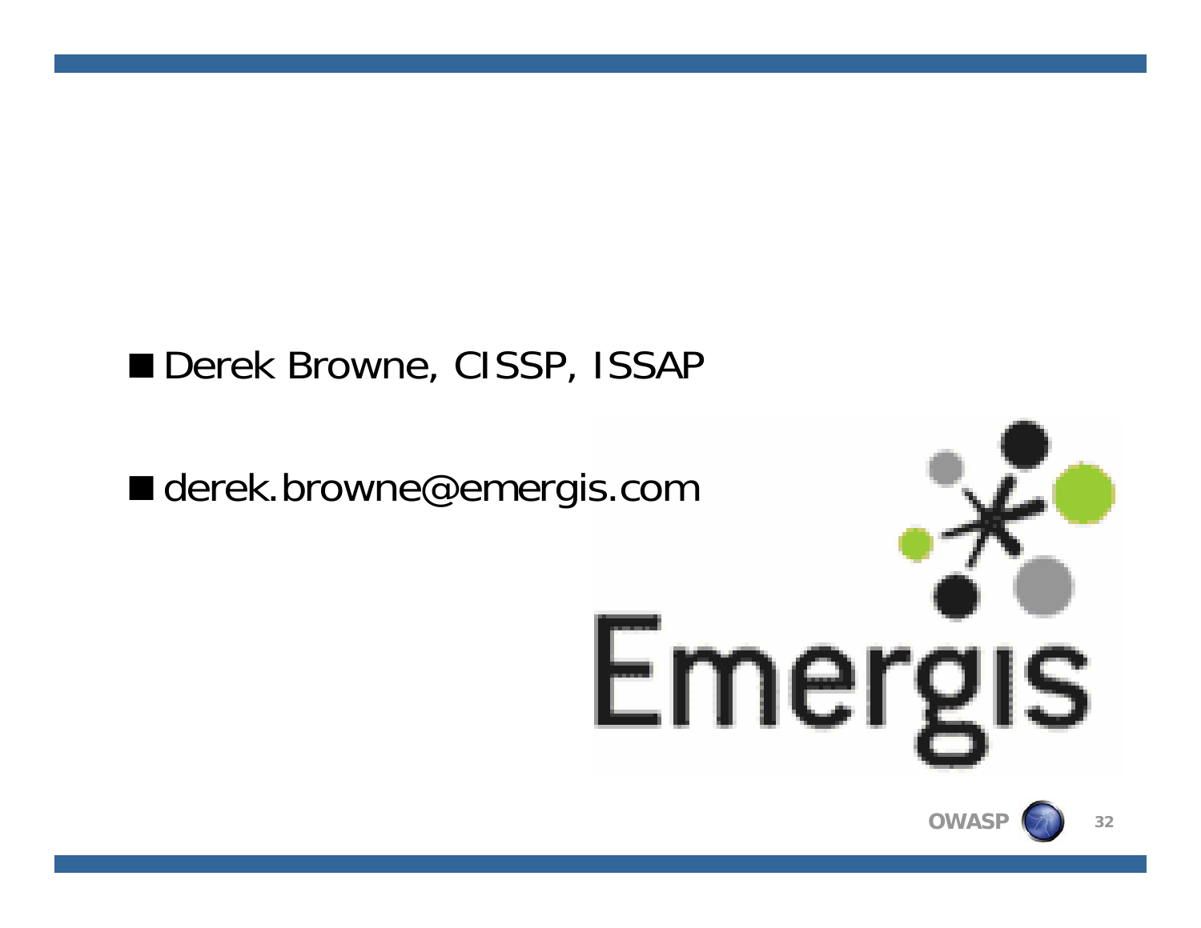- Derek Browne, CISSP, ISSAP
- derek.browne@emergis.com